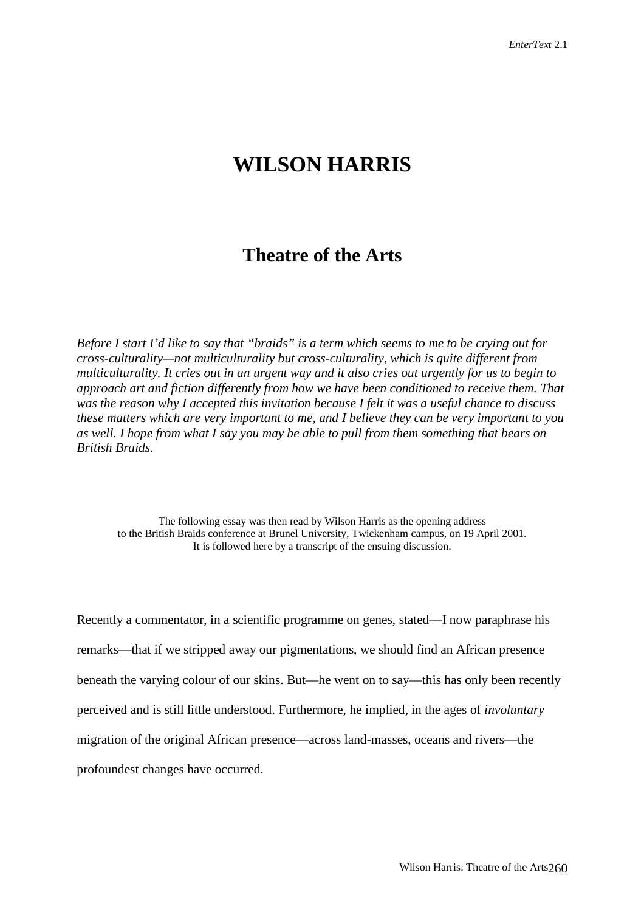# WILSON HARRIS

## Theatre of the Arts

*Before I start I'd like to say that "braids" is a term which seems to me to be crying out for cross-culturality—not multiculturality but cross-culturality, which is quite different from multiculturality. It cries out in an urgent way and it also cries out urgently for us to begin to approach art and fiction differently from how we have been conditioned to receive them. That was the reason why I accepted this invitation because I felt it was a useful chance to discuss these matters which are very important to me, and I believe they can be very important to you as well. I hope from what I say you may be able to pull from them something that bears on British Braids.*

The following essay was then read by Wilson Harris as the opening address to the British Braids conference at Brunel University, Twickenham campus, on 19 April 2001. It is followed here by a transcript of the ensuing discussion.

Recently a commentator, in a scientific programme on genes, stated—I now paraphrase his remarks—that if we stripped away our pigmentations, we should find an African presence beneath the varying colour of our skins. But—he went on to say—this has only been recently perceived and is still little understood. Furthermore, he implied, in the ages of *involuntary* migration of the original African presence—across land-masses, oceans and rivers—the profoundest changes have occurred.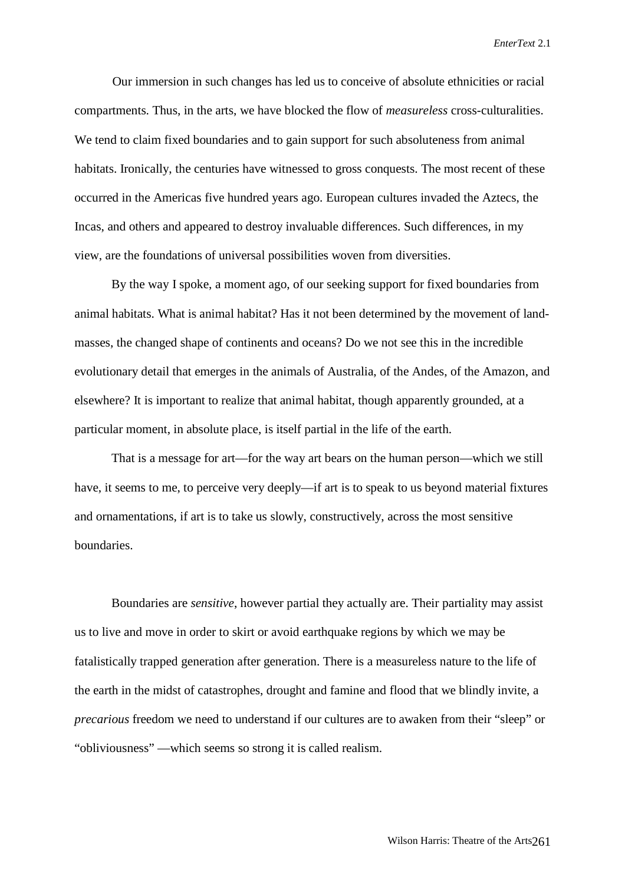Our immersion in such changes has led us to conceive of absolute ethnicities or racial compartments. Thus, in the arts, we have blocked the flow of *measureless* cross-culturalities. We tend to claim fixed boundaries and to gain support for such absoluteness from animal habitats. Ironically, the centuries have witnessed to gross conquests. The most recent of these occurred in the Americas five hundred years ago. European cultures invaded the Aztecs, the Incas, and others and appeared to destroy invaluable differences. Such differences, in my view, are the foundations of universal possibilities woven from diversities.

By the way I spoke, a moment ago, of our seeking support for fixed boundaries from animal habitats. What is animal habitat? Has it not been determined by the movement of land-masses, the changed shape of continents and oceans? Do we not see this in the incredible evolutionary detail that emerges in the animals of Australia, of the Andes, of the Amazon, and elsewhere? It is important to realize that animal habitat, though apparently grounded, at a particular moment, in absolute place, is itself partial in the life of the earth.

That is a message for art—for the way art bears on the human person—which we still have, it seems to me, to perceive very deeply—if art is to speak to us beyond material fixtures and ornamentations, if art is to take us slowly, constructively, across the most sensitive boundaries.

Boundaries are *sensitive*, however partial they actually are. Their partiality may assist us to live and move in order to skirt or avoid earthquake regions by which we may be fatalistically trapped generation after generation. There is a measureless nature to the life of the earth in the midst of catastrophes, drought and famine and flood that we blindly invite, a *precarious* freedom we need to understand if our cultures are to awaken from their "sleep" or "obliviousness" —which seems so strong it is called realism.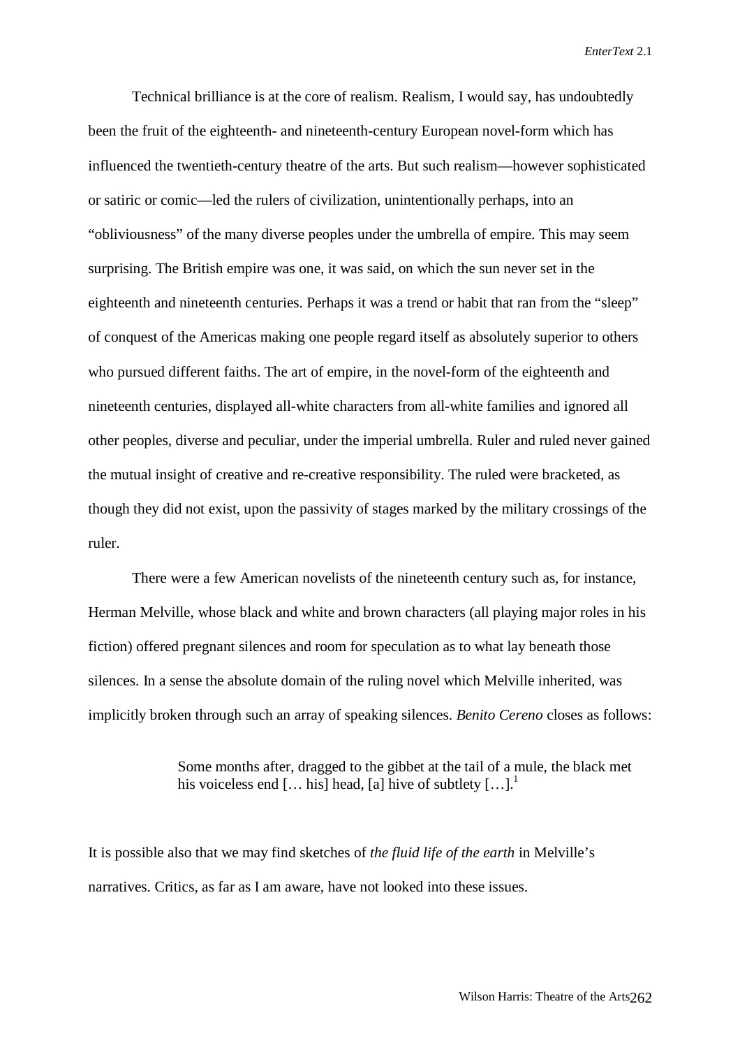Technical brilliance is at the core of realism. Realism, I would say, has undoubtedly been the fruit of the eighteenth- and nineteenth-century European novel-form which has influenced the twentieth-century theatre of the arts. But such realism—however sophisticated or satiric or comic—led the rulers of civilization, unintentionally perhaps, into an "obliviousness" of the many diverse peoples under the umbrella of empire. This may seem surprising. The British empire was one, it was said, on which the sun never set in the eighteenth and nineteenth centuries. Perhaps it was a trend or habit that ran from the "sleep" of conquest of the Americas making one people regard itself as absolutely superior to others who pursued different faiths. The art of empire, in the novel-form of the eighteenth and nineteenth centuries, displayed all-white characters from all-white families and ignored all other peoples, diverse and peculiar, under the imperial umbrella. Ruler and ruled never gained the mutual insight of creative and re-creative responsibility. The ruled were bracketed, as though they did not exist, upon the passivity of stages marked by the military crossings of the ruler.

There were a few American novelists of the nineteenth century such as, for instance, Herman Melville, whose black and white and brown characters (all playing major roles in his fiction) offered pregnant silences and room for speculation as to what lay beneath those silences. In a sense the absolute domain of the ruling novel which Melville inherited, was implicitly broken through such an array of speaking silences. *Benito Cereno* closes as follows:

> Some months after, dragged to the gibbet at the tail of a mule, the black met his voiceless end [… his] head, [a] hive of subtlety […].[1]

It is possible also that we may find sketches of *the fluid life of the earth* in Melville's narratives. Critics, as far as I am aware, have not looked into these issues.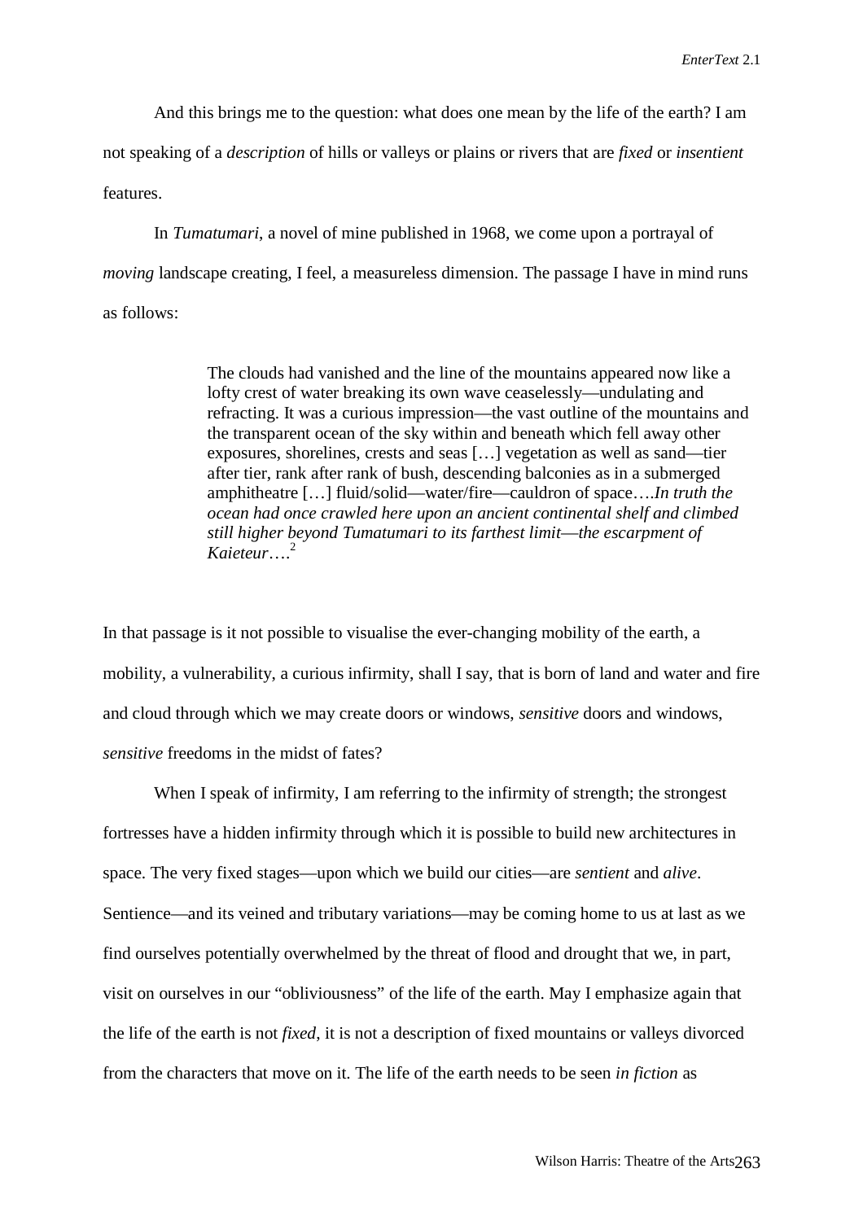And this brings me to the question: what does one mean by the life of the earth? I am not speaking of a *description* of hills or valleys or plains or rivers that are *fixed* or *insentient* features.

In *Tumatumari*, a novel of mine published in 1968, we come upon a portrayal of *moving* landscape creating, I feel, a measureless dimension. The passage I have in mind runs as follows:

> The clouds had vanished and the line of the mountains appeared now like a lofty crest of water breaking its own wave ceaselessly—undulating and refracting. It was a curious impression—the vast outline of the mountains and the transparent ocean of the sky within and beneath which fell away other exposures, shorelines, crests and seas […] vegetation as well as sand—tier after tier, rank after rank of bush, descending balconies as in a submerged amphitheatre […] fluid/solid—water/fire—cauldron of space….*In truth the ocean had once crawled here upon an ancient continental shelf and climbed still higher beyond Tumatumari to its farthest limit—the escarpment of Kaieteur*….[2]

In that passage is it not possible to visualise the ever-changing mobility of the earth, a mobility, a vulnerability, a curious infirmity, shall I say, that is born of land and water and fire and cloud through which we may create doors or windows, *sensitive* doors and windows, *sensitive* freedoms in the midst of fates?

When I speak of infirmity, I am referring to the infirmity of strength; the strongest fortresses have a hidden infirmity through which it is possible to build new architectures in space. The very fixed stages—upon which we build our cities—are *sentient* and *alive*. Sentience—and its veined and tributary variations—may be coming home to us at last as we find ourselves potentially overwhelmed by the threat of flood and drought that we, in part, visit on ourselves in our "obliviousness" of the life of the earth. May I emphasize again that the life of the earth is not *fixed*, it is not a description of fixed mountains or valleys divorced from the characters that move on it. The life of the earth needs to be seen *in fiction* as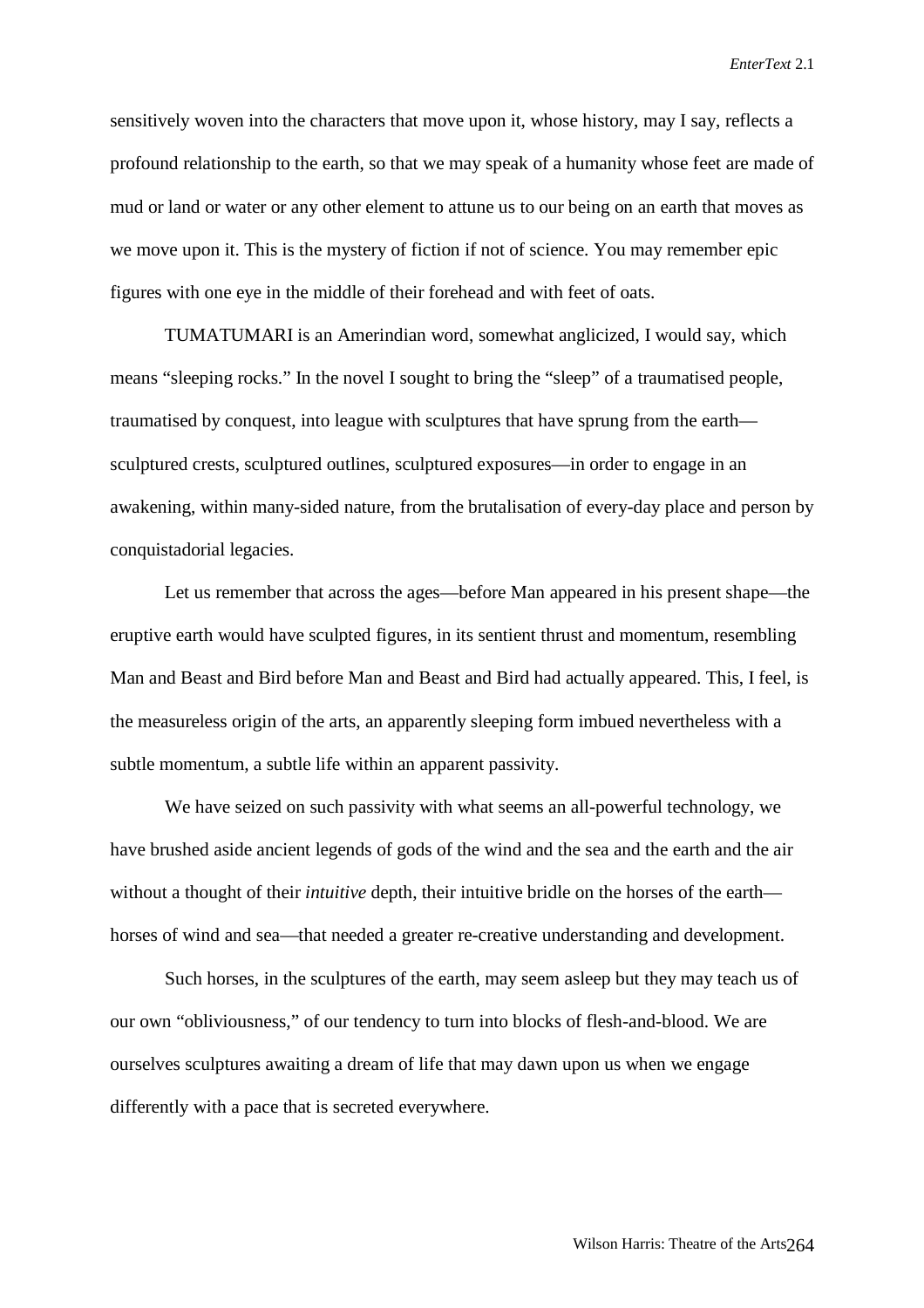sensitively woven into the characters that move upon it, whose history, may I say, reflects a profound relationship to the earth, so that we may speak of a humanity whose feet are made of mud or land or water or any other element to attune us to our being on an earth that moves as we move upon it. This is the mystery of fiction if not of science. You may remember epic figures with one eye in the middle of their forehead and with feet of oats.

TUMATUMARI is an Amerindian word, somewhat anglicized, I would say, which means "sleeping rocks." In the novel I sought to bring the "sleep" of a traumatised people, traumatised by conquest, into league with sculptures that have sprung from the earth—sculptured crests, sculptured outlines, sculptured exposures—in order to engage in an awakening, within many-sided nature, from the brutalisation of every-day place and person by conquistadorial legacies.

Let us remember that across the ages—before Man appeared in his present shape—the eruptive earth would have sculpted figures, in its sentient thrust and momentum, resembling Man and Beast and Bird before Man and Beast and Bird had actually appeared. This, I feel, is the measureless origin of the arts, an apparently sleeping form imbued nevertheless with a subtle momentum, a subtle life within an apparent passivity.

We have seized on such passivity with what seems an all-powerful technology, we have brushed aside ancient legends of gods of the wind and the sea and the earth and the air without a thought of their *intuitive* depth, their intuitive bridle on the horses of the earth—horses of wind and sea—that needed a greater re-creative understanding and development.

Such horses, in the sculptures of the earth, may seem asleep but they may teach us of our own "obliviousness," of our tendency to turn into blocks of flesh-and-blood. We are ourselves sculptures awaiting a dream of life that may dawn upon us when we engage differently with a pace that is secreted everywhere.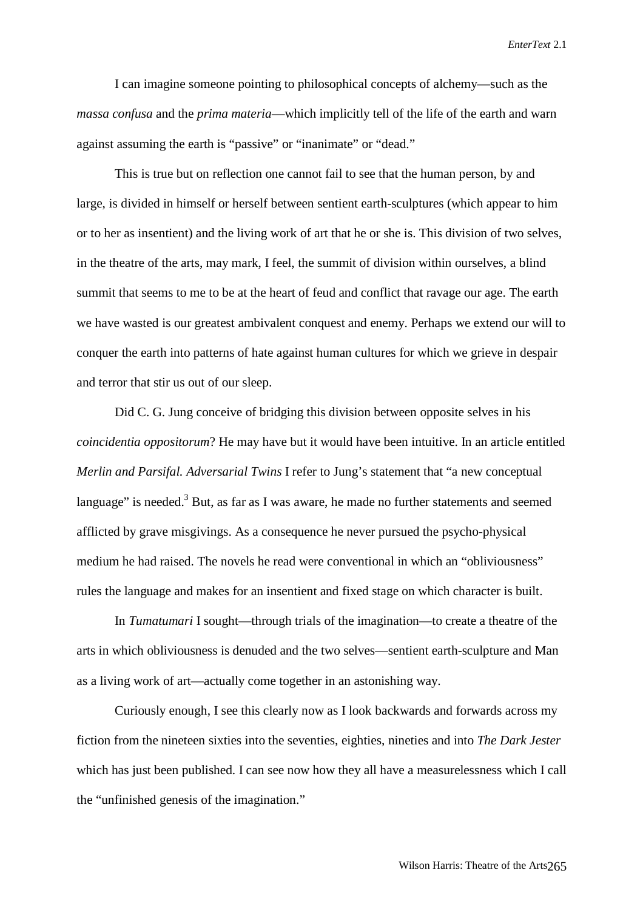I can imagine someone pointing to philosophical concepts of alchemy—such as the *massa confusa* and the *prima materia*—which implicitly tell of the life of the earth and warn against assuming the earth is "passive" or "inanimate" or "dead."

This is true but on reflection one cannot fail to see that the human person, by and large, is divided in himself or herself between sentient earth-sculptures (which appear to him or to her as insentient) and the living work of art that he or she is. This division of two selves, in the theatre of the arts, may mark, I feel, the summit of division within ourselves, a blind summit that seems to me to be at the heart of feud and conflict that ravage our age. The earth we have wasted is our greatest ambivalent conquest and enemy. Perhaps we extend our will to conquer the earth into patterns of hate against human cultures for which we grieve in despair and terror that stir us out of our sleep.

Did C. G. Jung conceive of bridging this division between opposite selves in his *coincidentia oppositorum*? He may have but it would have been intuitive. In an article entitled *Merlin and Parsifal. Adversarial Twins* I refer to Jung's statement that "a new conceptual language" is needed.[3] But, as far as I was aware, he made no further statements and seemed afflicted by grave misgivings. As a consequence he never pursued the psycho-physical medium he had raised. The novels he read were conventional in which an "obliviousness" rules the language and makes for an insentient and fixed stage on which character is built.

In *Tumatumari* I sought—through trials of the imagination—to create a theatre of the arts in which obliviousness is denuded and the two selves—sentient earth-sculpture and Man as a living work of art—actually come together in an astonishing way.

Curiously enough, I see this clearly now as I look backwards and forwards across my fiction from the nineteen sixties into the seventies, eighties, nineties and into *The Dark Jester* which has just been published. I can see now how they all have a measurelessness which I call the "unfinished genesis of the imagination."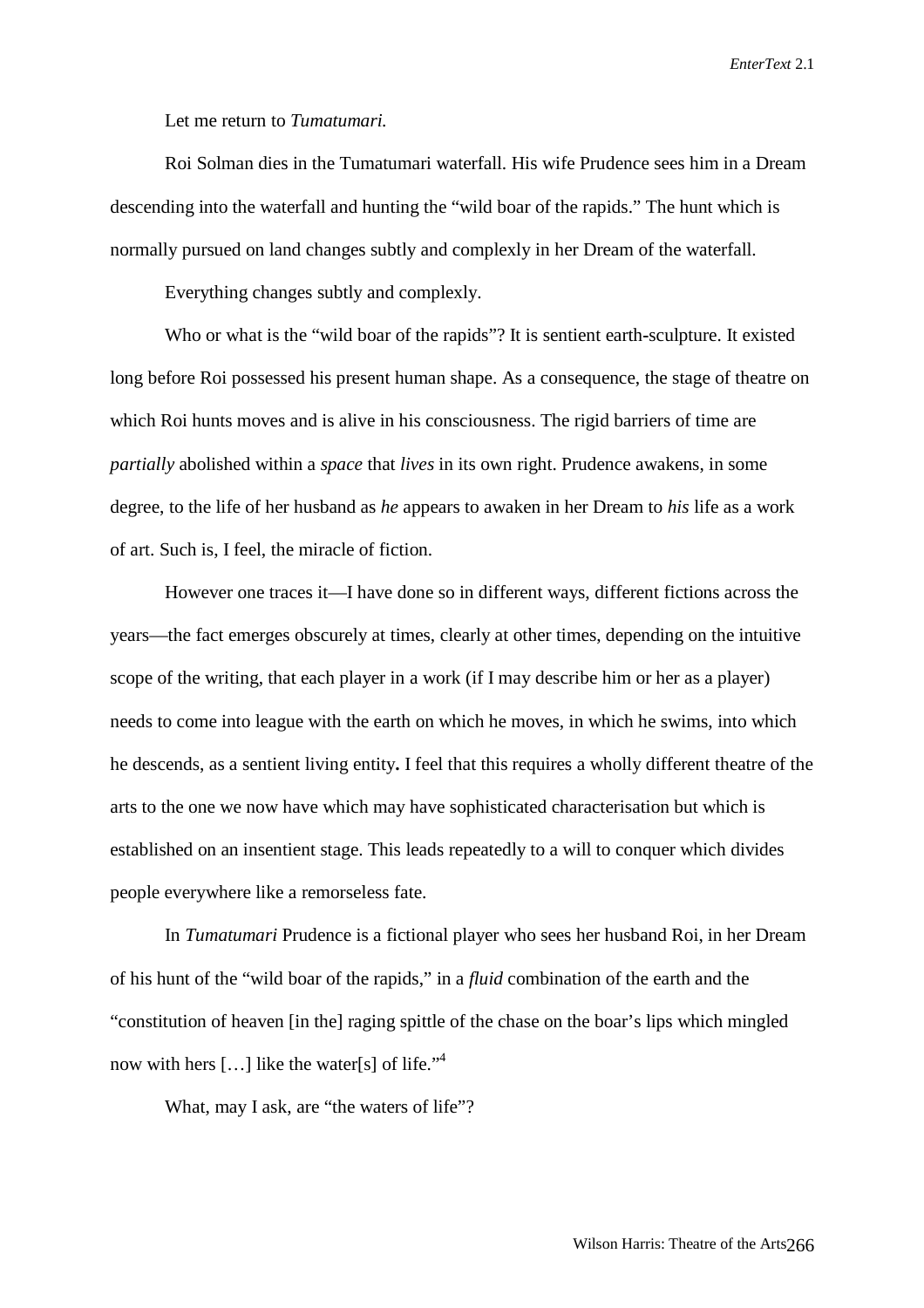Let me return to *Tumatumari.*

Roi Solman dies in the Tumatumari waterfall. His wife Prudence sees him in a Dream descending into the waterfall and hunting the "wild boar of the rapids." The hunt which is normally pursued on land changes subtly and complexly in her Dream of the waterfall.

Everything changes subtly and complexly.

Who or what is the "wild boar of the rapids"? It is sentient earth-sculpture. It existed long before Roi possessed his present human shape. As a consequence, the stage of theatre on which Roi hunts moves and is alive in his consciousness. The rigid barriers of time are *partially* abolished within a *space* that *lives* in its own right. Prudence awakens, in some degree, to the life of her husband as *he* appears to awaken in her Dream to *his* life as a work of art. Such is, I feel, the miracle of fiction.

However one traces it—I have done so in different ways, different fictions across the years—the fact emerges obscurely at times, clearly at other times, depending on the intuitive scope of the writing, that each player in a work (if I may describe him or her as a player) needs to come into league with the earth on which he moves, in which he swims, into which he descends, as a sentient living entity**.** I feel that this requires a wholly different theatre of the arts to the one we now have which may have sophisticated characterisation but which is established on an insentient stage. This leads repeatedly to a will to conquer which divides people everywhere like a remorseless fate.

In *Tumatumari* Prudence is a fictional player who sees her husband Roi, in her Dream of his hunt of the "wild boar of the rapids," in a *fluid* combination of the earth and the "constitution of heaven [in the] raging spittle of the chase on the boar's lips which mingled now with hers […] like the water[s] of life."[4]

What, may I ask, are "the waters of life"?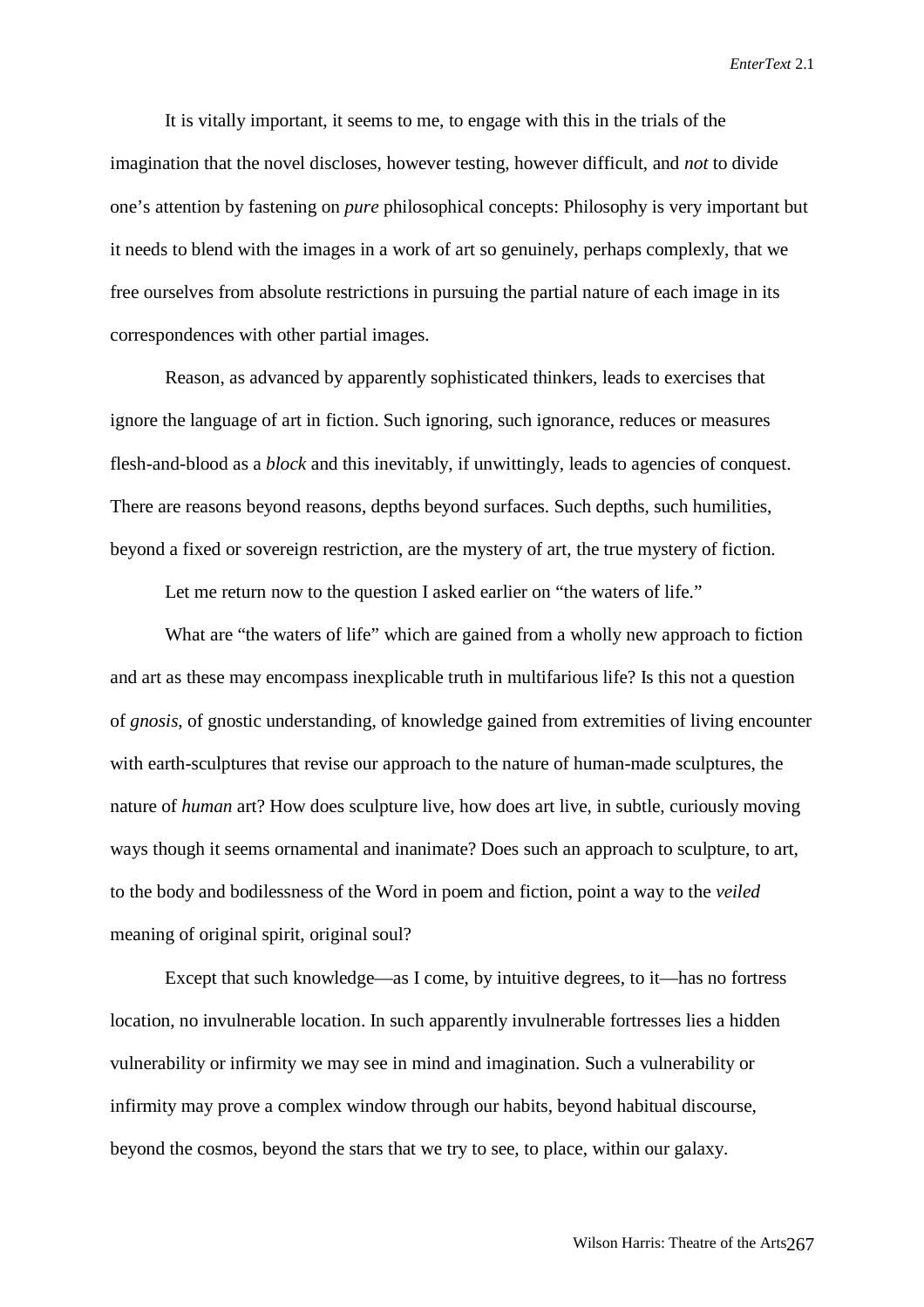It is vitally important, it seems to me, to engage with this in the trials of the imagination that the novel discloses, however testing, however difficult, and *not* to divide one's attention by fastening on *pure* philosophical concepts: Philosophy is very important but it needs to blend with the images in a work of art so genuinely, perhaps complexly, that we free ourselves from absolute restrictions in pursuing the partial nature of each image in its correspondences with other partial images.

Reason, as advanced by apparently sophisticated thinkers, leads to exercises that ignore the language of art in fiction. Such ignoring, such ignorance, reduces or measures flesh-and-blood as a *block* and this inevitably, if unwittingly, leads to agencies of conquest. There are reasons beyond reasons, depths beyond surfaces. Such depths, such humilities, beyond a fixed or sovereign restriction, are the mystery of art, the true mystery of fiction.

Let me return now to the question I asked earlier on "the waters of life."

What are "the waters of life" which are gained from a wholly new approach to fiction and art as these may encompass inexplicable truth in multifarious life? Is this not a question of *gnosis*, of gnostic understanding, of knowledge gained from extremities of living encounter with earth-sculptures that revise our approach to the nature of human-made sculptures, the nature of *human* art? How does sculpture live, how does art live, in subtle, curiously moving ways though it seems ornamental and inanimate? Does such an approach to sculpture, to art, to the body and bodilessness of the Word in poem and fiction, point a way to the *veiled* meaning of original spirit, original soul?

Except that such knowledge—as I come, by intuitive degrees, to it—has no fortress location, no invulnerable location. In such apparently invulnerable fortresses lies a hidden vulnerability or infirmity we may see in mind and imagination. Such a vulnerability or infirmity may prove a complex window through our habits, beyond habitual discourse, beyond the cosmos, beyond the stars that we try to see, to place, within our galaxy.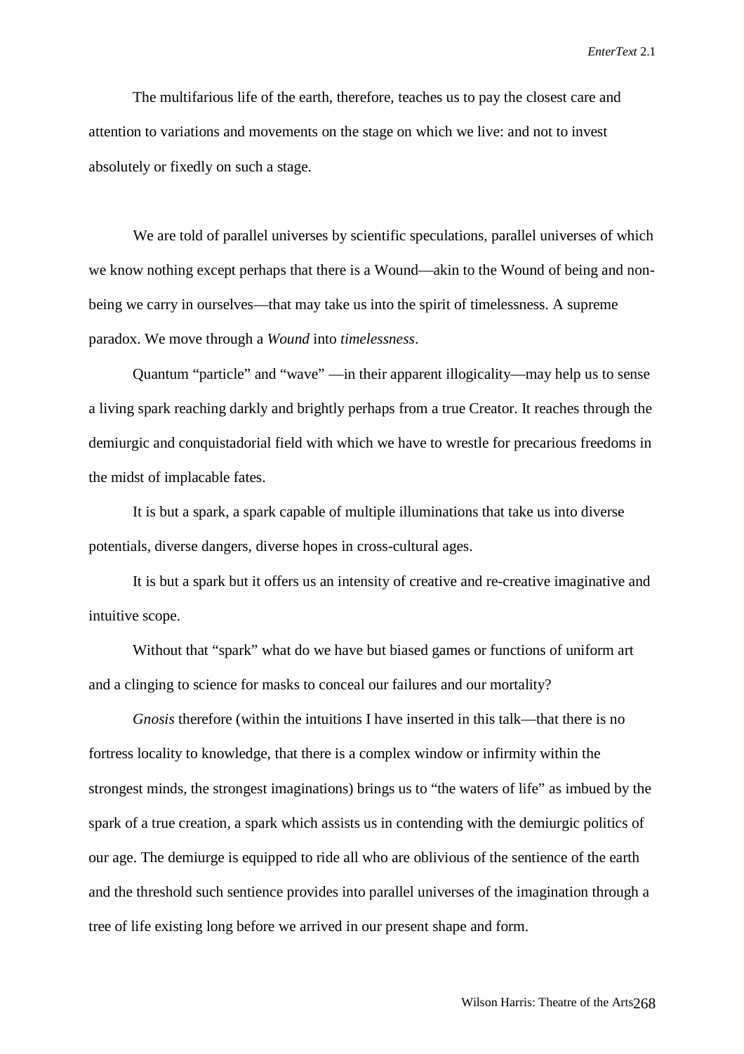The multifarious life of the earth, therefore, teaches us to pay the closest care and attention to variations and movements on the stage on which we live: and not to invest absolutely or fixedly on such a stage.

We are told of parallel universes by scientific speculations, parallel universes of which we know nothing except perhaps that there is a Wound—akin to the Wound of being and non-being we carry in ourselves—that may take us into the spirit of timelessness. A supreme paradox. We move through a *Wound* into *timelessness*.

Quantum "particle" and "wave" —in their apparent illogicality—may help us to sense a living spark reaching darkly and brightly perhaps from a true Creator. It reaches through the demiurgic and conquistadorial field with which we have to wrestle for precarious freedoms in the midst of implacable fates.

It is but a spark, a spark capable of multiple illuminations that take us into diverse potentials, diverse dangers, diverse hopes in cross-cultural ages.

It is but a spark but it offers us an intensity of creative and re-creative imaginative and intuitive scope.

Without that "spark" what do we have but biased games or functions of uniform art and a clinging to science for masks to conceal our failures and our mortality?

*Gnosis* therefore (within the intuitions I have inserted in this talk—that there is no fortress locality to knowledge, that there is a complex window or infirmity within the strongest minds, the strongest imaginations) brings us to "the waters of life" as imbued by the spark of a true creation, a spark which assists us in contending with the demiurgic politics of our age. The demiurge is equipped to ride all who are oblivious of the sentience of the earth and the threshold such sentience provides into parallel universes of the imagination through a tree of life existing long before we arrived in our present shape and form.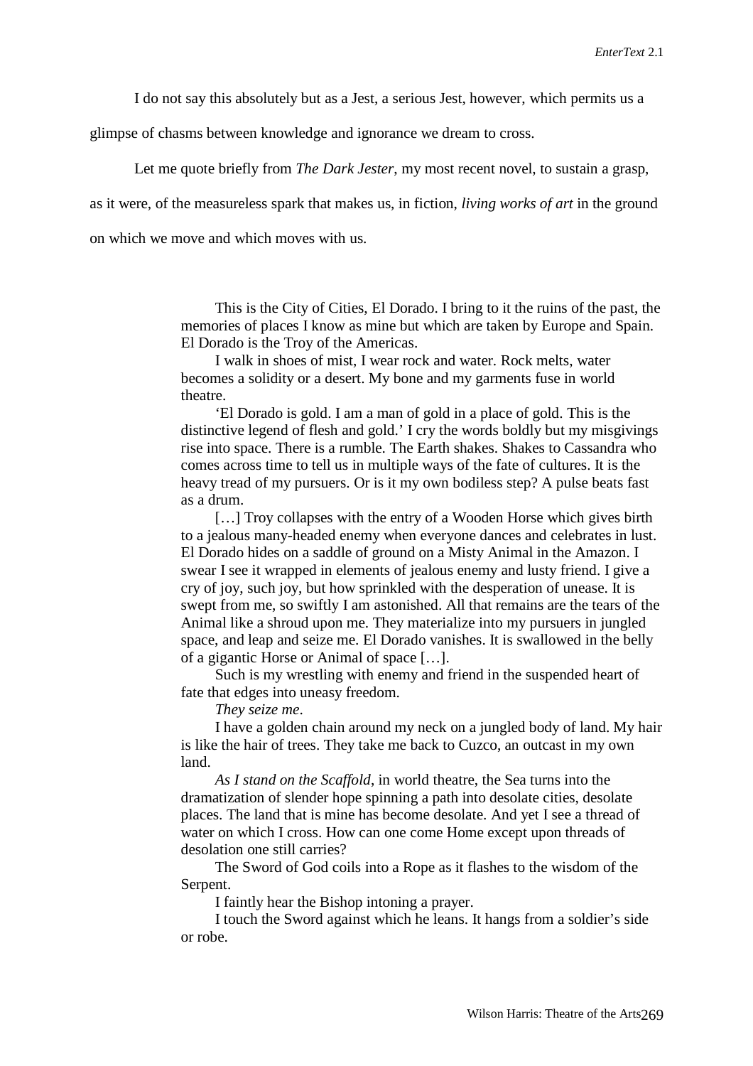I do not say this absolutely but as a Jest, a serious Jest, however, which permits us a glimpse of chasms between knowledge and ignorance we dream to cross.

Let me quote briefly from *The Dark Jester*, my most recent novel, to sustain a grasp, as it were, of the measureless spark that makes us, in fiction, *living works of art* in the ground on which we move and which moves with us.

> This is the City of Cities, El Dorado. I bring to it the ruins of the past, the memories of places I know as mine but which are taken by Europe and Spain. El Dorado is the Troy of the Americas.
>
> I walk in shoes of mist, I wear rock and water. Rock melts, water becomes a solidity or a desert. My bone and my garments fuse in world theatre.
>
> 'El Dorado is gold. I am a man of gold in a place of gold. This is the distinctive legend of flesh and gold.' I cry the words boldly but my misgivings rise into space. There is a rumble. The Earth shakes. Shakes to Cassandra who comes across time to tell us in multiple ways of the fate of cultures. It is the heavy tread of my pursuers. Or is it my own bodiless step? A pulse beats fast as a drum.
>
> […] Troy collapses with the entry of a Wooden Horse which gives birth to a jealous many-headed enemy when everyone dances and celebrates in lust. El Dorado hides on a saddle of ground on a Misty Animal in the Amazon. I swear I see it wrapped in elements of jealous enemy and lusty friend. I give a cry of joy, such joy, but how sprinkled with the desperation of unease. It is swept from me, so swiftly I am astonished. All that remains are the tears of the Animal like a shroud upon me. They materialize into my pursuers in jungled space, and leap and seize me. El Dorado vanishes. It is swallowed in the belly of a gigantic Horse or Animal of space […].
>
> Such is my wrestling with enemy and friend in the suspended heart of fate that edges into uneasy freedom.
>
> *They seize me*.
>
> I have a golden chain around my neck on a jungled body of land. My hair is like the hair of trees. They take me back to Cuzco, an outcast in my own land.
>
> *As I stand on the Scaffold*, in world theatre, the Sea turns into the dramatization of slender hope spinning a path into desolate cities, desolate places. The land that is mine has become desolate. And yet I see a thread of water on which I cross. How can one come Home except upon threads of desolation one still carries?
>
> The Sword of God coils into a Rope as it flashes to the wisdom of the Serpent.
>
> I faintly hear the Bishop intoning a prayer.
>
> I touch the Sword against which he leans. It hangs from a soldier's side or robe.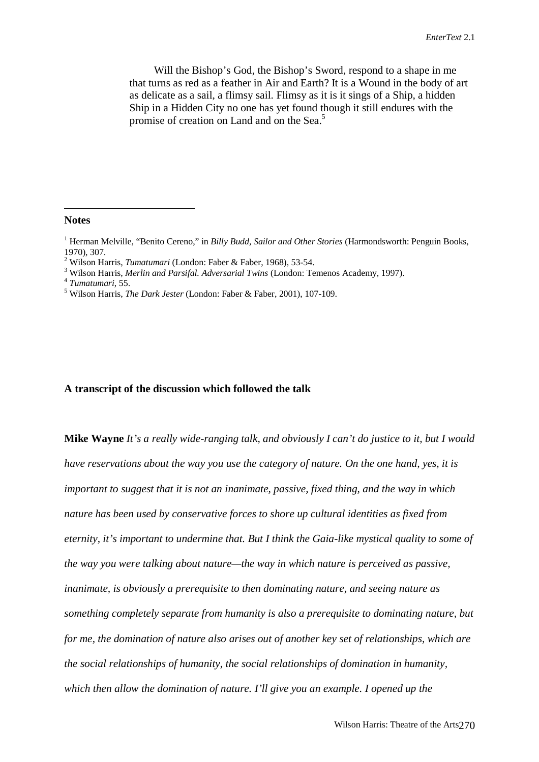Will the Bishop's God, the Bishop's Sword, respond to a shape in me that turns as red as a feather in Air and Earth? It is a Wound in the body of art as delicate as a sail, a flimsy sail. Flimsy as it is it sings of a Ship, a hidden Ship in a Hidden City no one has yet found though it still endures with the promise of creation on Land and on the Sea.[5]

---

**Notes**

[1] Herman Melville, "Benito Cereno," in *Billy Budd, Sailor and Other Stories* (Harmondsworth: Penguin Books, 1970), 307.

[2] Wilson Harris, *Tumatumari* (London: Faber & Faber, 1968), 53-54.

[3] Wilson Harris, *Merlin and Parsifal. Adversarial Twins* (London: Temenos Academy, 1997).

[4] *Tumatumari*, 55.

[5] Wilson Harris, *The Dark Jester* (London: Faber & Faber, 2001), 107-109.

## A transcript of the discussion which followed the talk

**Mike Wayne** *It's a really wide-ranging talk, and obviously I can't do justice to it, but I would have reservations about the way you use the category of nature. On the one hand, yes, it is important to suggest that it is not an inanimate, passive, fixed thing, and the way in which nature has been used by conservative forces to shore up cultural identities as fixed from eternity, it's important to undermine that. But I think the Gaia-like mystical quality to some of the way you were talking about nature—the way in which nature is perceived as passive, inanimate, is obviously a prerequisite to then dominating nature, and seeing nature as something completely separate from humanity is also a prerequisite to dominating nature, but for me, the domination of nature also arises out of another key set of relationships, which are the social relationships of humanity, the social relationships of domination in humanity, which then allow the domination of nature. I'll give you an example. I opened up the*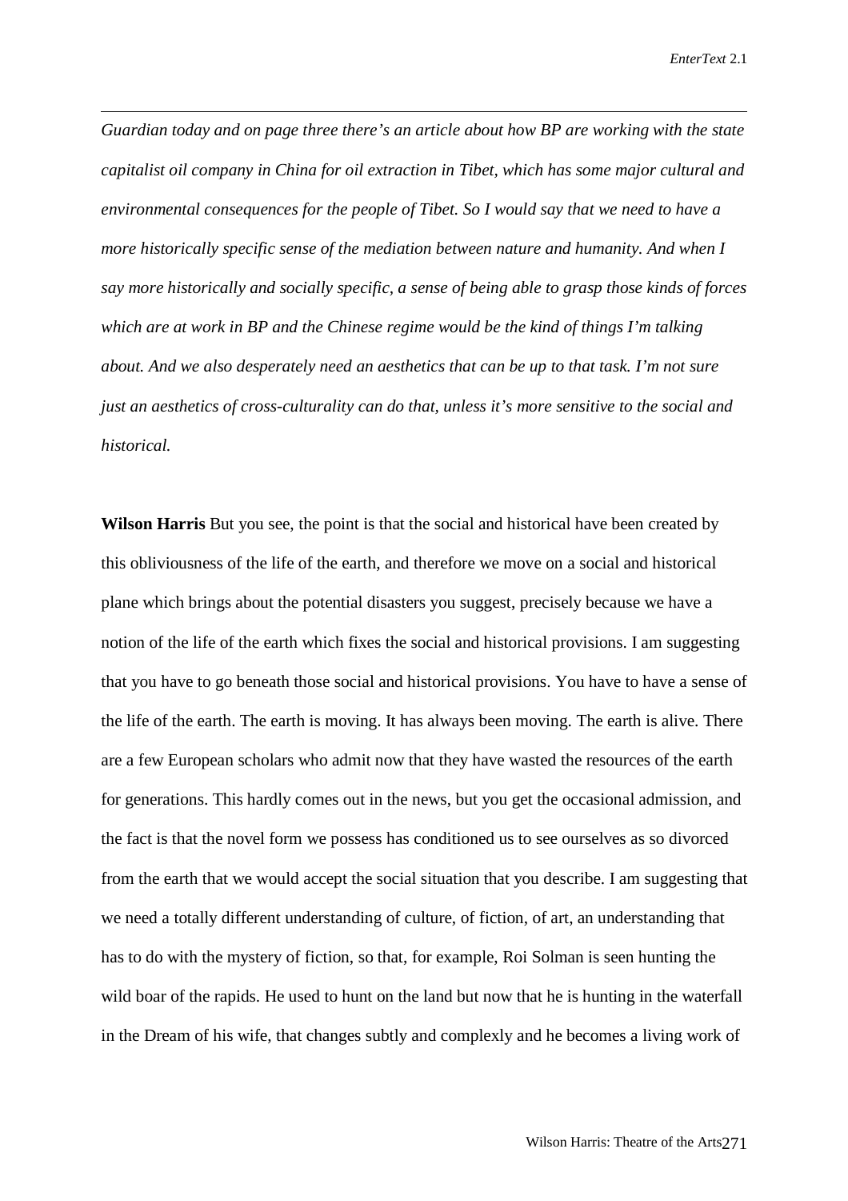*Guardian today and on page three there's an article about how BP are working with the state capitalist oil company in China for oil extraction in Tibet, which has some major cultural and environmental consequences for the people of Tibet. So I would say that we need to have a more historically specific sense of the mediation between nature and humanity. And when I say more historically and socially specific, a sense of being able to grasp those kinds of forces which are at work in BP and the Chinese regime would be the kind of things I'm talking about. And we also desperately need an aesthetics that can be up to that task. I'm not sure just an aesthetics of cross-culturality can do that, unless it's more sensitive to the social and historical.*

**Wilson Harris** But you see, the point is that the social and historical have been created by this obliviousness of the life of the earth, and therefore we move on a social and historical plane which brings about the potential disasters you suggest, precisely because we have a notion of the life of the earth which fixes the social and historical provisions. I am suggesting that you have to go beneath those social and historical provisions. You have to have a sense of the life of the earth. The earth is moving. It has always been moving. The earth is alive. There are a few European scholars who admit now that they have wasted the resources of the earth for generations. This hardly comes out in the news, but you get the occasional admission, and the fact is that the novel form we possess has conditioned us to see ourselves as so divorced from the earth that we would accept the social situation that you describe. I am suggesting that we need a totally different understanding of culture, of fiction, of art, an understanding that has to do with the mystery of fiction, so that, for example, Roi Solman is seen hunting the wild boar of the rapids. He used to hunt on the land but now that he is hunting in the waterfall in the Dream of his wife, that changes subtly and complexly and he becomes a living work of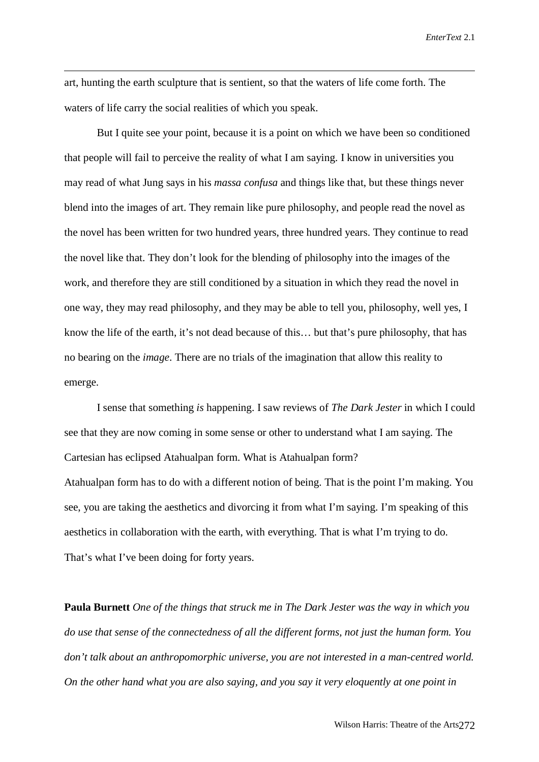art, hunting the earth sculpture that is sentient, so that the waters of life come forth. The waters of life carry the social realities of which you speak.

But I quite see your point, because it is a point on which we have been so conditioned that people will fail to perceive the reality of what I am saying. I know in universities you may read of what Jung says in his *massa confusa* and things like that, but these things never blend into the images of art. They remain like pure philosophy, and people read the novel as the novel has been written for two hundred years, three hundred years. They continue to read the novel like that. They don't look for the blending of philosophy into the images of the work, and therefore they are still conditioned by a situation in which they read the novel in one way, they may read philosophy, and they may be able to tell you, philosophy, well yes, I know the life of the earth, it's not dead because of this… but that's pure philosophy, that has no bearing on the *image*. There are no trials of the imagination that allow this reality to emerge.

I sense that something *is* happening. I saw reviews of *The Dark Jester* in which I could see that they are now coming in some sense or other to understand what I am saying. The Cartesian has eclipsed Atahualpan form. What is Atahualpan form?
Atahualpan form has to do with a different notion of being. That is the point I'm making. You see, you are taking the aesthetics and divorcing it from what I'm saying. I'm speaking of this aesthetics in collaboration with the earth, with everything. That is what I'm trying to do. That's what I've been doing for forty years.

**Paula Burnett** *One of the things that struck me in The Dark Jester was the way in which you do use that sense of the connectedness of all the different forms, not just the human form. You don't talk about an anthropomorphic universe, you are not interested in a man-centred world. On the other hand what you are also saying, and you say it very eloquently at one point in*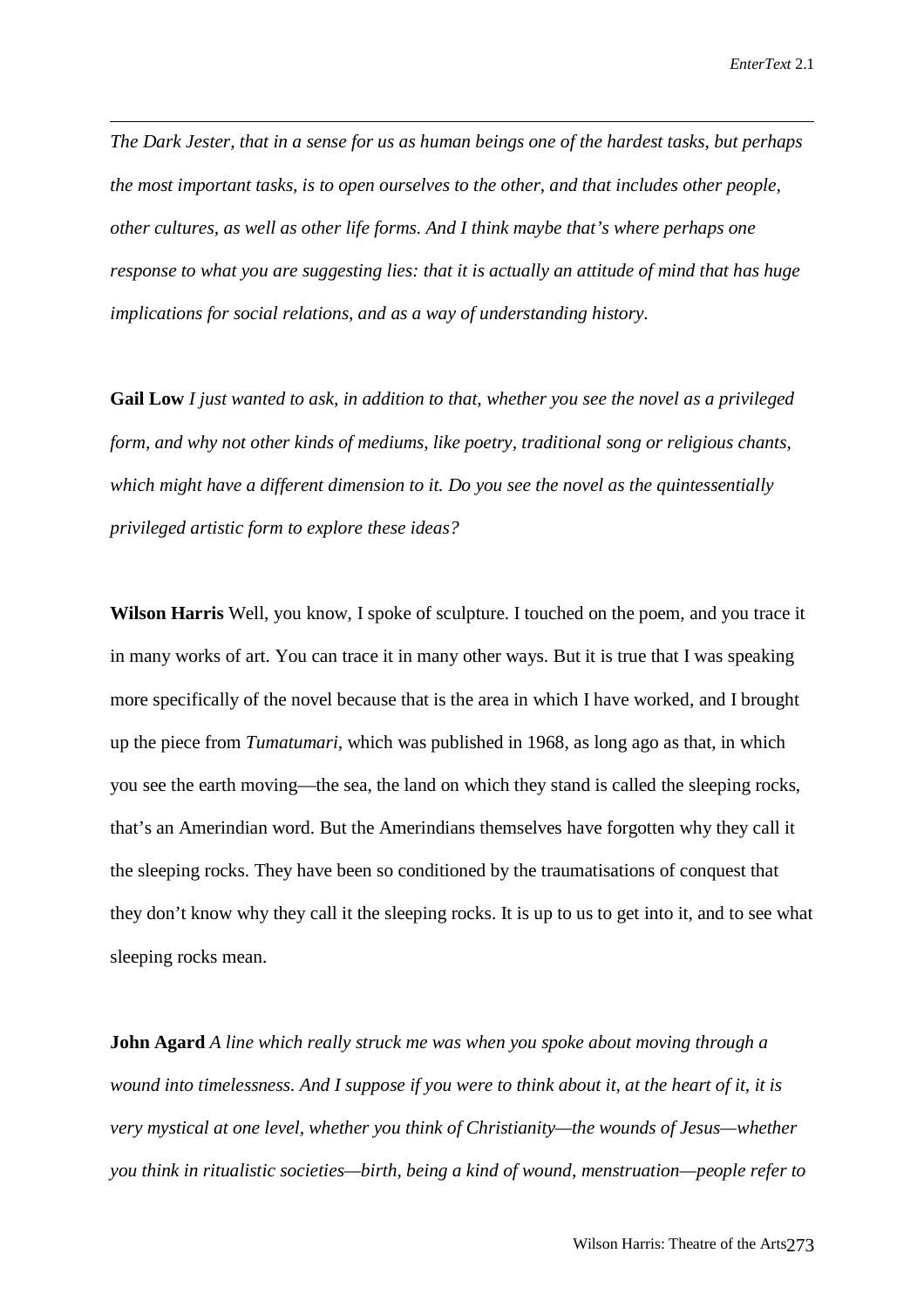*The Dark Jester, that in a sense for us as human beings one of the hardest tasks, but perhaps the most important tasks, is to open ourselves to the other, and that includes other people, other cultures, as well as other life forms. And I think maybe that's where perhaps one response to what you are suggesting lies: that it is actually an attitude of mind that has huge implications for social relations, and as a way of understanding history.*

**Gail Low** *I just wanted to ask, in addition to that, whether you see the novel as a privileged form, and why not other kinds of mediums, like poetry, traditional song or religious chants, which might have a different dimension to it. Do you see the novel as the quintessentially privileged artistic form to explore these ideas?*

**Wilson Harris** Well, you know, I spoke of sculpture. I touched on the poem, and you trace it in many works of art. You can trace it in many other ways. But it is true that I was speaking more specifically of the novel because that is the area in which I have worked, and I brought up the piece from *Tumatumari*, which was published in 1968, as long ago as that, in which you see the earth moving—the sea, the land on which they stand is called the sleeping rocks, that's an Amerindian word. But the Amerindians themselves have forgotten why they call it the sleeping rocks. They have been so conditioned by the traumatisations of conquest that they don't know why they call it the sleeping rocks. It is up to us to get into it, and to see what sleeping rocks mean.

**John Agard** *A line which really struck me was when you spoke about moving through a wound into timelessness. And I suppose if you were to think about it, at the heart of it, it is very mystical at one level, whether you think of Christianity—the wounds of Jesus—whether you think in ritualistic societies—birth, being a kind of wound, menstruation—people refer to*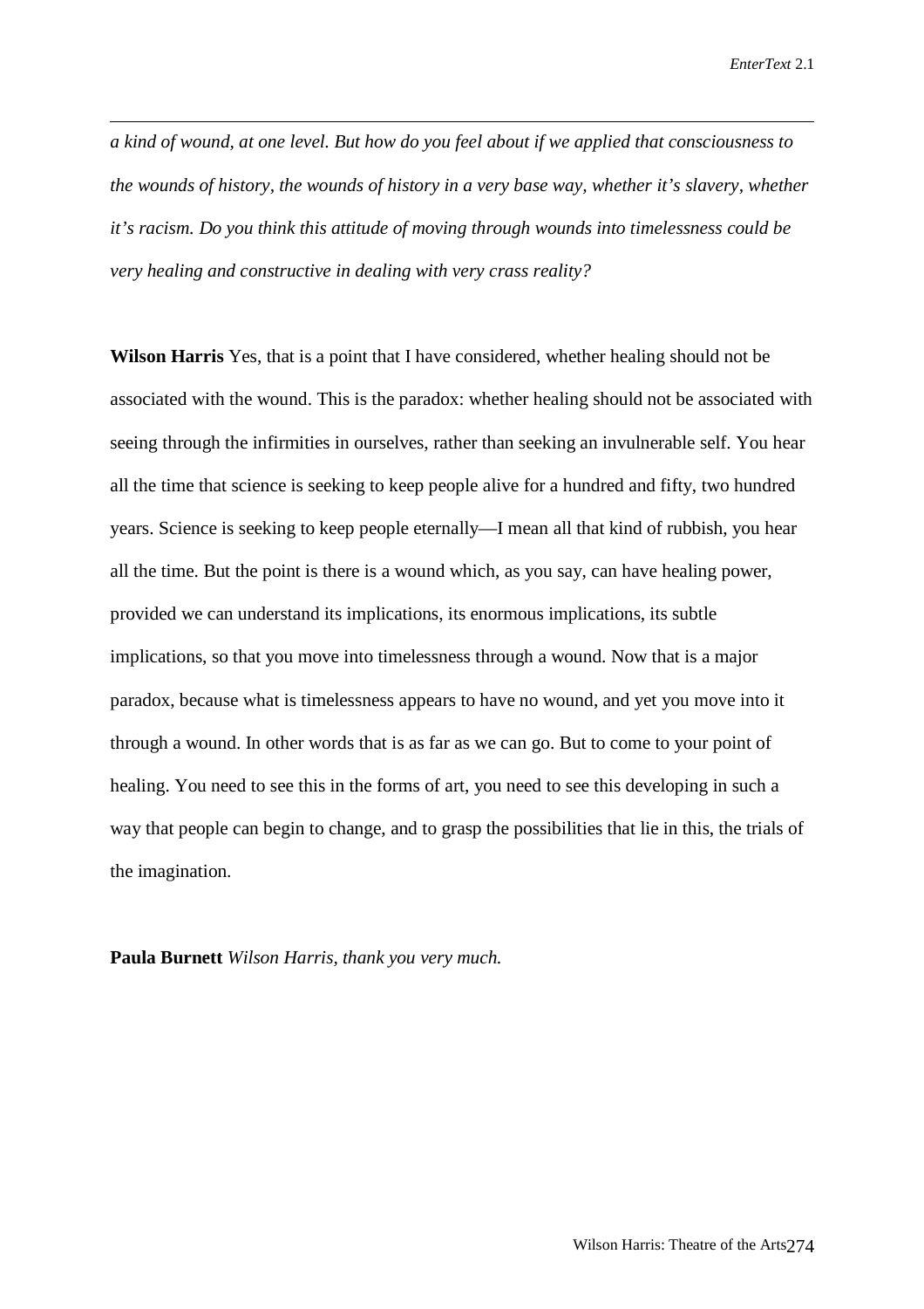*a kind of wound, at one level. But how do you feel about if we applied that consciousness to the wounds of history, the wounds of history in a very base way, whether it's slavery, whether it's racism. Do you think this attitude of moving through wounds into timelessness could be very healing and constructive in dealing with very crass reality?*

**Wilson Harris** Yes, that is a point that I have considered, whether healing should not be associated with the wound. This is the paradox: whether healing should not be associated with seeing through the infirmities in ourselves, rather than seeking an invulnerable self. You hear all the time that science is seeking to keep people alive for a hundred and fifty, two hundred years. Science is seeking to keep people eternally—I mean all that kind of rubbish, you hear all the time. But the point is there is a wound which, as you say, can have healing power, provided we can understand its implications, its enormous implications, its subtle implications, so that you move into timelessness through a wound. Now that is a major paradox, because what is timelessness appears to have no wound, and yet you move into it through a wound. In other words that is as far as we can go. But to come to your point of healing. You need to see this in the forms of art, you need to see this developing in such a way that people can begin to change, and to grasp the possibilities that lie in this, the trials of the imagination.

**Paula Burnett** *Wilson Harris, thank you very much.*